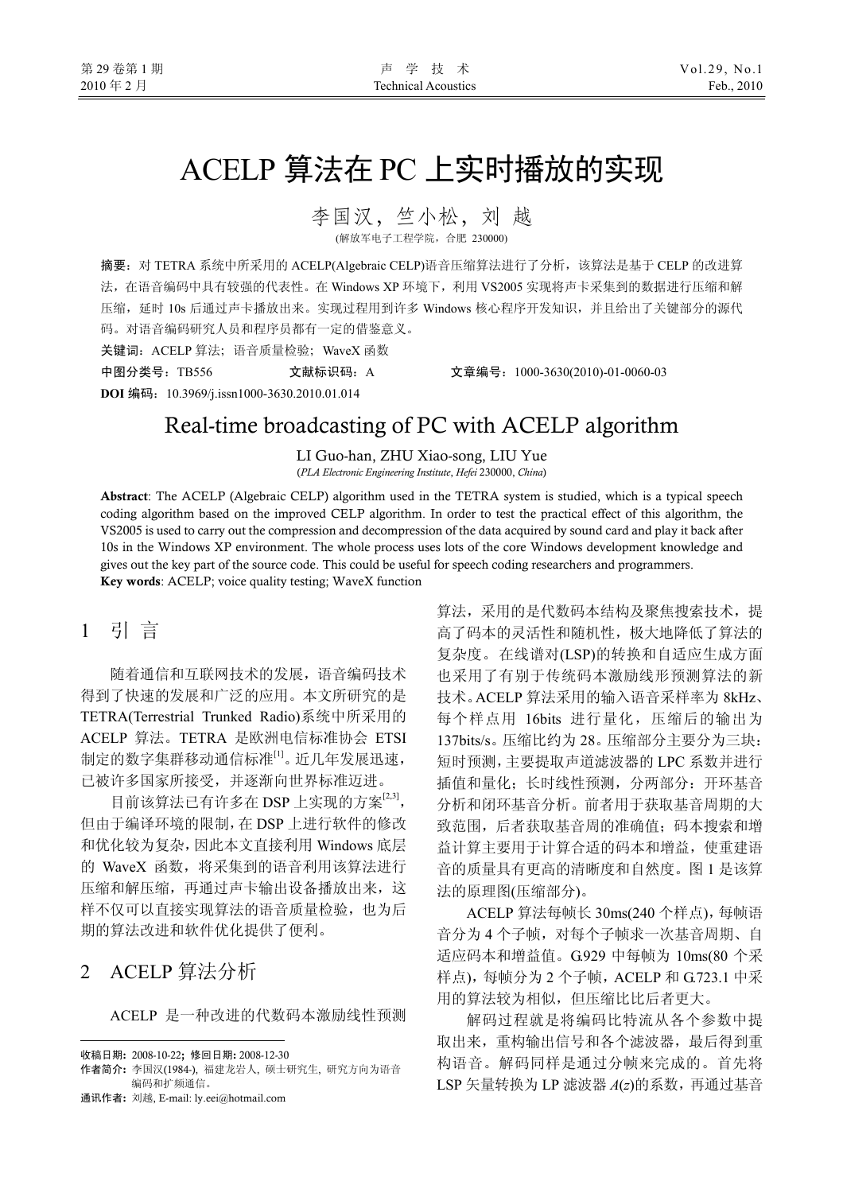# ACELP 算法在 PC 上实时播放的实现

李国汉，竺小松，刘 越

(解放军电子工程学院，合肥 230000)

**摘要**：对 TETRA 系统中所采用的 ACELP(Algebraic CELP)语音压缩算法进行了分析，该算法是基于 CELP 的改进算法，在语音编码中具有较强的代表性。在 Windows XP 环境下，利用 VS2005 实现将声卡采集到的数据进行压缩和解压缩，延时 10s 后通过声卡播放出来。实现过程用到许多 Windows 核心程序开发知识，并且给出了关键部分的源代码。对语音编码研究人员和程序员都有一定的借鉴意义。

**关键词**：ACELP 算法；语音质量检验；WaveX 函数

**中图分类号**：TB556　　**文献标识码**：A　　**文章编号**：1000-3630(2010)-01-0060-03

**DOI 编码**：10.3969/j.issn1000-3630.2010.01.014

# Real-time broadcasting of PC with ACELP algorithm

LI Guo-han, ZHU Xiao-song, LIU Yue

(*PLA Electronic Engineering Institute*, *Hefei* 230000, *China*)

**Abstract**: The ACELP (Algebraic CELP) algorithm used in the TETRA system is studied, which is a typical speech coding algorithm based on the improved CELP algorithm. In order to test the practical effect of this algorithm, the VS2005 is used to carry out the compression and decompression of the data acquired by sound card and play it back after 10s in the Windows XP environment. The whole process uses lots of the core Windows development knowledge and gives out the key part of the source code. This could be useful for speech coding researchers and programmers.

**Key words**: ACELP; voice quality testing; WaveX function

## 1 引 言

随着通信和互联网技术的发展，语音编码技术得到了快速的发展和广泛的应用。本文所研究的是 TETRA(Terrestrial Trunked Radio)系统中所采用的 ACELP 算法。TETRA 是欧洲电信标准协会 ETSI 制定的数字集群移动通信标准[1]。近几年发展迅速，已被许多国家所接受，并逐渐向世界标准迈进。

目前该算法已有许多在 DSP 上实现的方案[2,3]，但由于编译环境的限制，在 DSP 上进行软件的修改和优化较为复杂，因此本文直接利用 Windows 底层的 WaveX 函数，将采集到的语音利用该算法进行压缩和解压缩，再通过声卡输出设备播放出来，这样不仅可以直接实现算法的语音质量检验，也为后期的算法改进和软件优化提供了便利。

## 2 ACELP 算法分析

ACELP 是一种改进的代数码本激励线性预测算法，采用的是代数码本结构及聚焦搜索技术，提高了码本的灵活性和随机性，极大地降低了算法的复杂度。在线谱对(LSP)的转换和自适应生成方面也采用了有别于传统码本激励线形预测算法的新技术。ACELP 算法采用的输入语音采样率为 8kHz、每个样点用 16bits 进行量化，压缩后的输出为 137bits/s。压缩比约为 28。压缩部分主要分为三块：短时预测，主要提取声道滤波器的 LPC 系数并进行插值和量化；长时线性预测，分两部分：开环基音分析和闭环基音分析。前者用于获取基音周期的大致范围，后者获取基音周的准确值；码本搜索和增益计算主要用于计算合适的码本和增益，使重建语音的质量具有更高的清晰度和自然度。图 1 是该算法的原理图(压缩部分)。

ACELP 算法每帧长 30ms(240 个样点)，每帧语音分为 4 个子帧，对每个子帧求一次基音周期、自适应码本和增益值。G.929 中每帧为 10ms(80 个采样点)，每帧分为 2 个子帧，ACELP 和 G.723.1 中采用的算法较为相似，但压缩比比后者更大。

解码过程就是将编码比特流从各个参数中提取出来，重构输出信号和各个滤波器，最后得到重构语音。解码同样是通过分帧来完成的。首先将 LSP 矢量转换为 LP 滤波器 $A(z)$的系数，再通过基音

---

**收稿日期**：2008-10-22；**修回日期**：2008-12-30

**作者简介**：李国汉(1984-)，福建龙岩人，硕士研究生，研究方向为语音编码和扩频通信。

**通讯作者**：刘越，E-mail: ly.eei@hotmail.com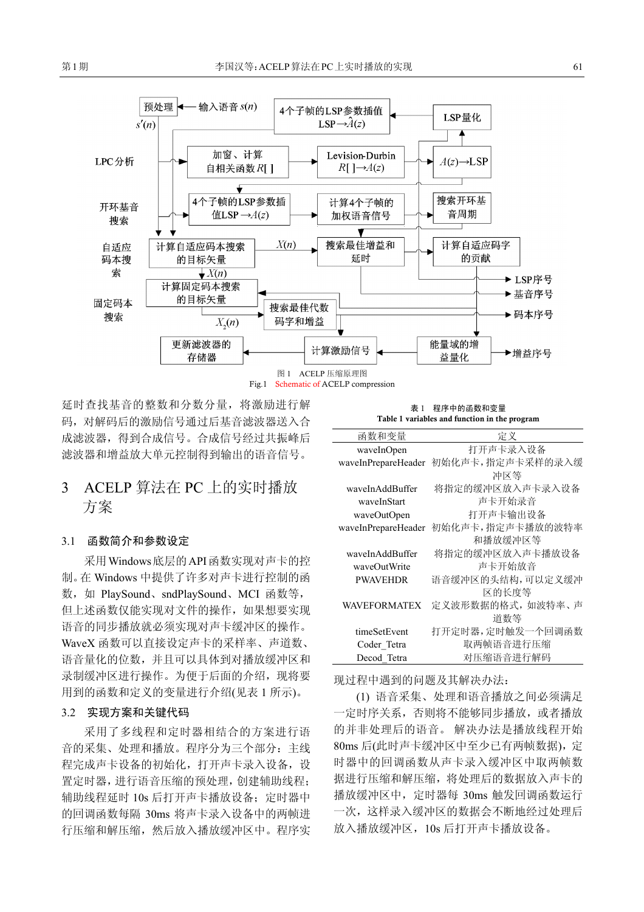图 1　ACELP 压缩原理图

Fig.1　Schematic of ACELP compression

延时查找基音的整数和分数分量，将激励进行解码，对解码后的激励信号通过后基音滤波器送入合成滤波器，得到合成信号。合成信号经过共振峰后滤波器和增益放大单元控制得到输出的语音信号。

## 3　ACELP 算法在 PC 上的实时播放方案

### 3.1　函数简介和参数设定

采用 Windows 底层的 API 函数实现对声卡的控制。在 Windows 中提供了许多对声卡进行控制的函数，如 PlaySound、sndPlaySound、MCI 函数等，但上述函数仅能实现对文件的操作，如果想要实现语音的同步播放就必须实现对声卡缓冲区的操作。WaveX 函数可以直接设定声卡的采样率、声道数、语音量化的位数，并且可以具体到对播放缓冲区和录制缓冲区进行操作。为便于后面的介绍，现将要用到的函数和定义的变量进行介绍(见表 1 所示)。

### 3.2　实现方案和关键代码

采用了多线程和定时器相结合的方案进行语音的采集、处理和播放。程序分为三个部分：主线程完成声卡设备的初始化，打开声卡录入设备，设置定时器，进行语音压缩的预处理，创建辅助线程；辅助线程延时 10s 后打开声卡播放设备；定时器中的回调函数每隔 30ms 将声卡录入设备中的两帧进行压缩和解压缩，然后放入播放缓冲区中。程序实现过程中遇到的问题及其解决办法：

表 1　程序中的函数和变量

**Table 1 variables and function in the program**

| 函数和变量 | 定义 |
|---|---|
| waveInOpen | 打开声卡录入设备 |
| waveInPrepareHeader | 初始化声卡，指定声卡采样的录入缓冲区等 |
| waveInAddBuffer | 将指定的缓冲区放入声卡录入设备 |
| waveInStart | 声卡开始录音 |
| waveOutOpen | 打开声卡输出设备 |
| waveInPrepareHeader | 初始化声卡，指定声卡播放的波特率和播放缓冲区等 |
| waveInAddBuffer | 将指定的缓冲区放入声卡播放设备 |
| waveOutWrite | 声卡开始放音 |
| PWAVEHDR | 语音缓冲区的头结构，可以定义缓冲区的长度等 |
| WAVEFORMATEX | 定义波形数据的格式，如波特率、声道数等 |
| timeSetEvent | 打开定时器，定时触发一个回调函数 |
| Coder_Tetra | 取两帧语音进行压缩 |
| Decod_Tetra | 对压缩语音进行解码 |

(1) 语音采集、处理和语音播放之间必须满足一定时序关系，否则将不能够同步播放，或者播放的并非处理后的语音。解决办法是播放线程开始 80ms 后(此时声卡缓冲区中至少已有两帧数据)，定时器中的回调函数从声卡录入缓冲区中取两帧数据进行压缩和解压缩，将处理后的数据放入声卡的播放缓冲区中，定时器每 30ms 触发回调函数运行一次，这样录入缓冲区的数据会不断地经过处理后放入播放缓冲区，10s 后打开声卡播放设备。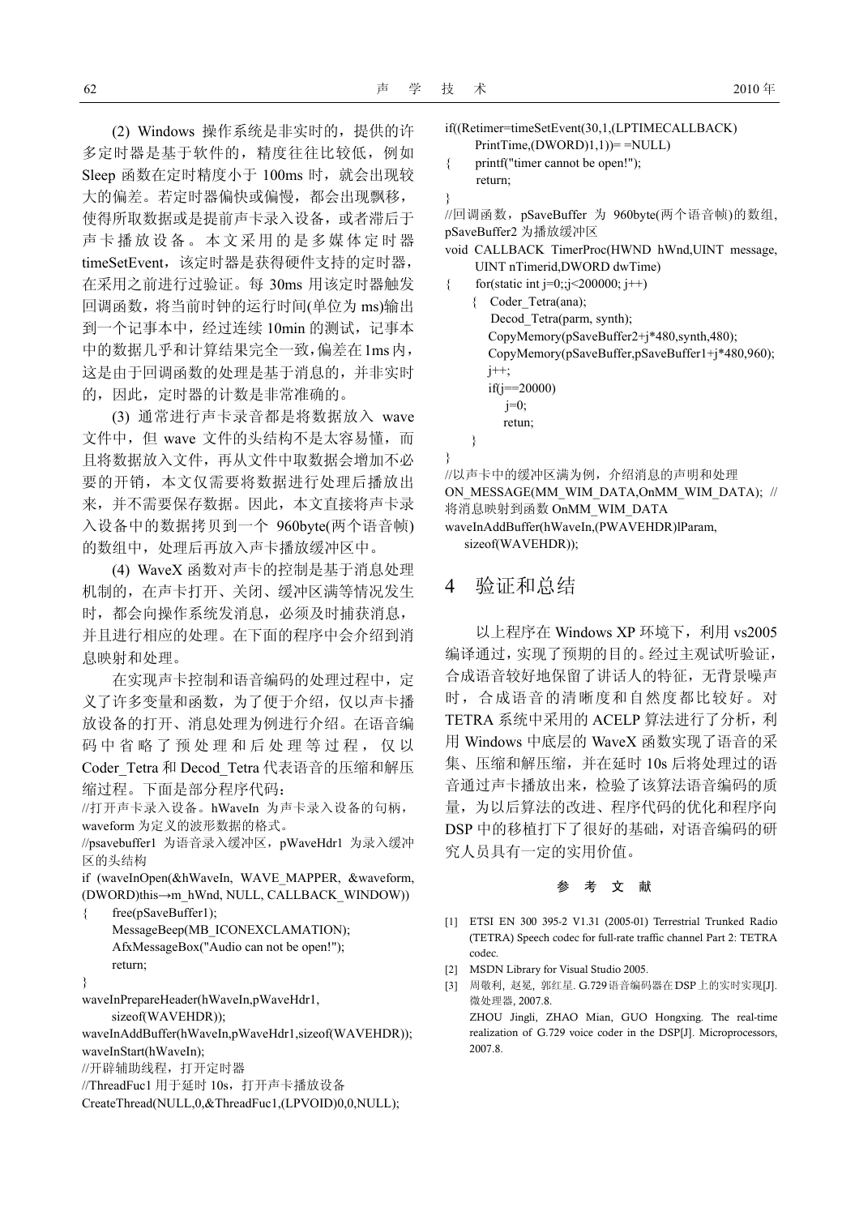(2) Windows 操作系统是非实时的，提供的许多定时器是基于软件的，精度往往比较低，例如 Sleep 函数在定时精度小于 100ms 时，就会出现较大的偏差。若定时器偏快或偏慢，都会出现飘移，使得所取数据或是提前声卡录入设备，或者滞后于声卡播放设备。本文采用的是多媒体定时器 timeSetEvent，该定时器是获得硬件支持的定时器，在采用之前进行过验证。每 30ms 用该定时器触发回调函数，将当前时钟的运行时间(单位为 ms)输出到一个记事本中，经过连续 10min 的测试，记事本中的数据几乎和计算结果完全一致，偏差在 1ms 内，这是由于回调函数的处理是基于消息的，并非实时的，因此，定时器的计数是非常准确的。

(3) 通常进行声卡录音都是将数据放入 wave 文件中，但 wave 文件的头结构不是太容易懂，而且将数据放入文件，再从文件中取数据会增加不必要的开销，本文仅需要将数据进行处理后播放出来，并不需要保存数据。因此，本文直接将声卡录入设备中的数据拷贝到一个 960byte(两个语音帧)的数组中，处理后再放入声卡播放缓冲区中。

(4) WaveX 函数对声卡的控制是基于消息处理机制的，在声卡打开、关闭、缓冲区满等情况发生时，都会向操作系统发消息，必须及时捕获消息，并且进行相应的处理。在下面的程序中会介绍到消息映射和处理。

在实现声卡控制和语音编码的处理过程中，定义了许多变量和函数，为了便于介绍，仅以声卡播放设备的打开、消息处理为例进行介绍。在语音编码中省略了预处理和后处理等过程，仅以 Coder_Tetra 和 Decod_Tetra 代表语音的压缩和解压缩过程。下面是部分程序代码：

```
//打开声卡录入设备。hWaveIn 为声卡录入设备的句柄，waveform 为定义的波形数据的格式。
//psavebuffer1 为语音录入缓冲区，pWaveHdr1 为录入缓冲区的头结构
if (waveInOpen(&hWaveIn, WAVE_MAPPER, &waveform,
(DWORD)this→m_hWnd, NULL, CALLBACK_WINDOW))
{     free(pSaveBuffer1);
      MessageBeep(MB_ICONEXCLAMATION);
      AfxMessageBox("Audio can not be open!");
      return;
}
waveInPrepareHeader(hWaveIn,pWaveHdr1,
      sizeof(WAVEHDR));
waveInAddBuffer(hWaveIn,pWaveHdr1,sizeof(WAVEHDR));
waveInStart(hWaveIn);
//开辟辅助线程，打开定时器
//ThreadFuc1 用于延时 10s，打开声卡播放设备
CreateThread(NULL,0,&ThreadFuc1,(LPVOID)0,0,NULL);
if((Retimer=timeSetEvent(30,1,(LPTIMECALLBACK)
      PrintTime,(DWORD)1,1))= =NULL)
{     printf("timer cannot be open!");
      return;
}
//回调函数，pSaveBuffer 为 960byte(两个语音帧)的数组，pSaveBuffer2 为播放缓冲区
void CALLBACK TimerProc(HWND hWnd,UINT message,
      UINT nTimerid,DWORD dwTime)
{     for(static int j=0;;j<200000; j++)
      {  Coder_Tetra(ana);
         Decod_Tetra(parm, synth);
         CopyMemory(pSaveBuffer2+j*480,synth,480);
         CopyMemory(pSaveBuffer,pSaveBuffer1+j*480,960);
         j++;
         if(j==20000)
            j=0;
            retun;
      }
}
//以声卡中的缓冲区满为例，介绍消息的声明和处理
ON_MESSAGE(MM_WIM_DATA,OnMM_WIM_DATA); // 将消息映射到函数 OnMM_WIM_DATA
waveInAddBuffer(hWaveIn,(PWAVEHDR)lParam,
   sizeof(WAVEHDR));
```

## 4 验证和总结

以上程序在 Windows XP 环境下，利用 vs2005 编译通过，实现了预期的目的。经过主观试听验证，合成语音较好地保留了讲话人的特征，无背景噪声时，合成语音的清晰度和自然度都比较好。对 TETRA 系统中采用的 ACELP 算法进行了分析，利用 Windows 中底层的 WaveX 函数实现了语音的采集、压缩和解压缩，并在延时 10s 后将处理过的语音通过声卡播放出来，检验了该算法语音编码的质量，为以后算法的改进、程序代码的优化和程序向 DSP 中的移植打下了很好的基础，对语音编码的研究人员具有一定的实用价值。

### 参 考 文 献

[1] ETSI EN 300 395-2 V1.31 (2005-01) Terrestrial Trunked Radio (TETRA) Speech codec for full-rate traffic channel Part 2: TETRA codec.

[2] MSDN Library for Visual Studio 2005.

[3] 周敬利, 赵冕, 郭红星. G.729 语音编码器在 DSP 上的实时实现[J]. 微处理器, 2007.8.
ZHOU Jingli, ZHAO Mian, GUO Hongxing. The real-time realization of G.729 voice coder in the DSP[J]. Microprocessors, 2007.8.